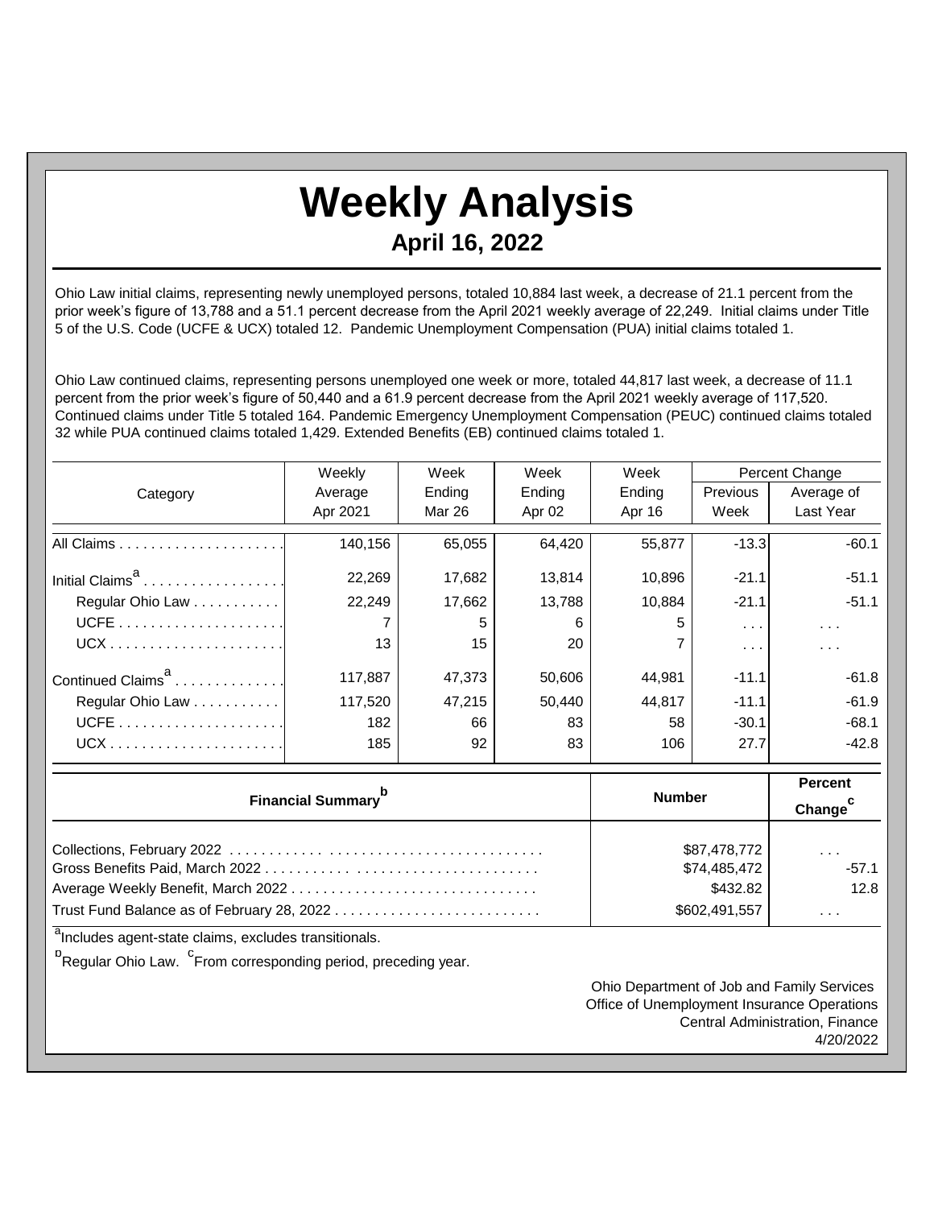# Weekly Analysis

## April 16, 2022

Ohio Law initial claims, representing newly unemployed persons, totaled 10,884 last week, a decrease of 21.1 percent from the prior week's figure of 13,788 and a 51.1 percent decrease from the April 2021 weekly average of 22,249. Initial claims under Title 5 of the U.S. Code (UCFE & UCX) totaled 12. Pandemic Unemployment Compensation (PUA) initial claims totaled 1.

Ohio Law continued claims, representing persons unemployed one week or more, totaled 44,817 last week, a decrease of 11.1 percent from the prior week's figure of 50,440 and a 61.9 percent decrease from the April 2021 weekly average of 117,520. Continued claims under Title 5 totaled 164. Pandemic Emergency Unemployment Compensation (PEUC) continued claims totaled 32 while PUA continued claims totaled 1,429. Extended Benefits (EB) continued claims totaled 1.

| Category | Weekly Average Apr 2021 | Week Ending Mar 26 | Week Ending Apr 02 | Week Ending Apr 16 | Percent Change Previous Week | Percent Change Average of Last Year |
|---|---|---|---|---|---|---|
| All Claims | 140,156 | 65,055 | 64,420 | 55,877 | -13.3 | -60.1 |
| Initial Claims[a] | 22,269 | 17,682 | 13,814 | 10,896 | -21.1 | -51.1 |
| Regular Ohio Law | 22,249 | 17,662 | 13,788 | 10,884 | -21.1 | -51.1 |
| UCFE | 7 | 5 | 6 | 5 | . . . | . . . |
| UCX | 13 | 15 | 20 | 7 | . . . | . . . |
| Continued Claims[a] | 117,887 | 47,373 | 50,606 | 44,981 | -11.1 | -61.8 |
| Regular Ohio Law | 117,520 | 47,215 | 50,440 | 44,817 | -11.1 | -61.9 |
| UCFE | 182 | 66 | 83 | 58 | -30.1 | -68.1 |
| UCX | 185 | 92 | 83 | 106 | 27.7 | -42.8 |

| Financial Summary[b] | Number | Percent Change[c] |
|---|---|---|
| Collections, February 2022 | $87,478,772 | . . . |
| Gross Benefits Paid, March 2022 | $74,485,472 | -57.1 |
| Average Weekly Benefit, March 2022 | $432.82 | 12.8 |
| Trust Fund Balance as of February 28, 2022 | $602,491,557 | . . . |

[a]Includes agent-state claims, excludes transitionals.

[b]Regular Ohio Law. [c]From corresponding period, preceding year.

Ohio Department of Job and Family Services
Office of Unemployment Insurance Operations
Central Administration, Finance
4/20/2022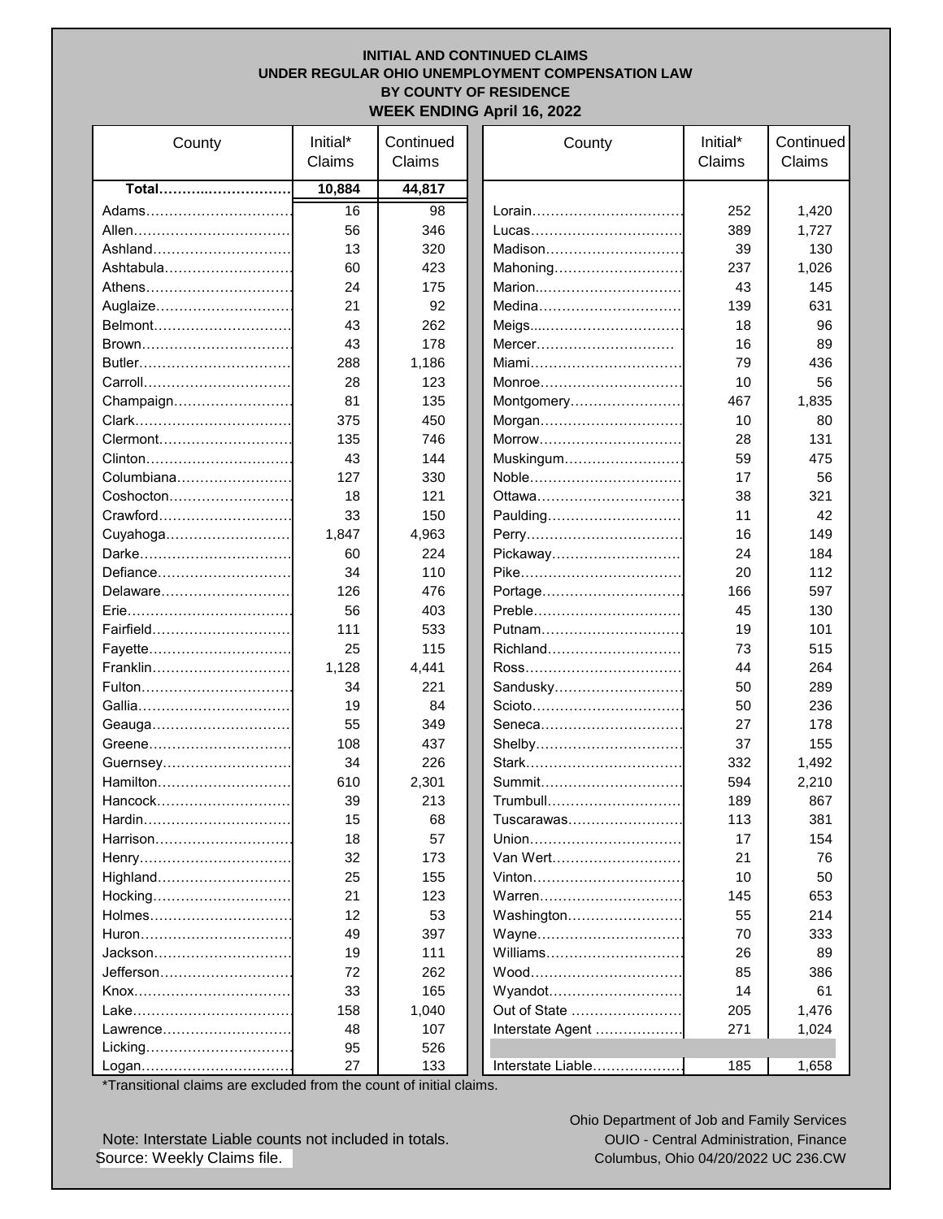**INITIAL AND CONTINUED CLAIMS**
**UNDER REGULAR OHIO UNEMPLOYMENT COMPENSATION LAW**
**BY COUNTY OF RESIDENCE**
**WEEK ENDING April 16, 2022**

| County | Initial* Claims | Continued Claims | County | Initial* Claims | Continued Claims |
|---|---|---|---|---|---|
| **Total……………………** | **10,884** | **44,817** | | | |
| Adams………………………… | 16 | 98 | Lorain………………………… | 252 | 1,420 |
| Allen………………………… | 56 | 346 | Lucas………………………… | 389 | 1,727 |
| Ashland………………………… | 13 | 320 | Madison………………………… | 39 | 130 |
| Ashtabula………………………… | 60 | 423 | Mahoning………………………… | 237 | 1,026 |
| Athens………………………… | 24 | 175 | Marion………………………… | 43 | 145 |
| Auglaize………………………… | 21 | 92 | Medina………………………… | 139 | 631 |
| Belmont………………………… | 43 | 262 | Meigs………………………… | 18 | 96 |
| Brown………………………… | 43 | 178 | Mercer………………………… | 16 | 89 |
| Butler………………………… | 288 | 1,186 | Miami………………………… | 79 | 436 |
| Carroll………………………… | 28 | 123 | Monroe………………………… | 10 | 56 |
| Champaign………………………… | 81 | 135 | Montgomery………………………… | 467 | 1,835 |
| Clark………………………… | 375 | 450 | Morgan………………………… | 10 | 80 |
| Clermont………………………… | 135 | 746 | Morrow………………………… | 28 | 131 |
| Clinton………………………… | 43 | 144 | Muskingum………………………… | 59 | 475 |
| Columbiana………………………… | 127 | 330 | Noble………………………… | 17 | 56 |
| Coshocton………………………… | 18 | 121 | Ottawa………………………… | 38 | 321 |
| Crawford………………………… | 33 | 150 | Paulding………………………… | 11 | 42 |
| Cuyahoga………………………… | 1,847 | 4,963 | Perry………………………… | 16 | 149 |
| Darke………………………… | 60 | 224 | Pickaway………………………… | 24 | 184 |
| Defiance………………………… | 34 | 110 | Pike………………………… | 20 | 112 |
| Delaware………………………… | 126 | 476 | Portage………………………… | 166 | 597 |
| Erie………………………… | 56 | 403 | Preble………………………… | 45 | 130 |
| Fairfield………………………… | 111 | 533 | Putnam………………………… | 19 | 101 |
| Fayette………………………… | 25 | 115 | Richland………………………… | 73 | 515 |
| Franklin………………………… | 1,128 | 4,441 | Ross………………………… | 44 | 264 |
| Fulton………………………… | 34 | 221 | Sandusky………………………… | 50 | 289 |
| Gallia………………………… | 19 | 84 | Scioto………………………… | 50 | 236 |
| Geauga………………………… | 55 | 349 | Seneca………………………… | 27 | 178 |
| Greene………………………… | 108 | 437 | Shelby………………………… | 37 | 155 |
| Guernsey………………………… | 34 | 226 | Stark………………………… | 332 | 1,492 |
| Hamilton………………………… | 610 | 2,301 | Summit………………………… | 594 | 2,210 |
| Hancock………………………… | 39 | 213 | Trumbull………………………… | 189 | 867 |
| Hardin………………………… | 15 | 68 | Tuscarawas………………………… | 113 | 381 |
| Harrison………………………… | 18 | 57 | Union………………………… | 17 | 154 |
| Henry………………………… | 32 | 173 | Van Wert………………………… | 21 | 76 |
| Highland………………………… | 25 | 155 | Vinton………………………… | 10 | 50 |
| Hocking………………………… | 21 | 123 | Warren………………………… | 145 | 653 |
| Holmes………………………… | 12 | 53 | Washington………………………… | 55 | 214 |
| Huron………………………… | 49 | 397 | Wayne………………………… | 70 | 333 |
| Jackson………………………… | 19 | 111 | Williams………………………… | 26 | 89 |
| Jefferson………………………… | 72 | 262 | Wood………………………… | 85 | 386 |
| Knox………………………… | 33 | 165 | Wyandot………………………… | 14 | 61 |
| Lake………………………… | 158 | 1,040 | Out of State ………………………… | 205 | 1,476 |
| Lawrence………………………… | 48 | 107 | Interstate Agent ………………………… | 271 | 1,024 |
| Licking………………………… | 95 | 526 | | | |
| Logan………………………… | 27 | 133 | Interstate Liable………………………… | 185 | 1,658 |

*Transitional claims are excluded from the count of initial claims.

Note: Interstate Liable counts not included in totals.
Source: Weekly Claims file.

Ohio Department of Job and Family Services
OUIO - Central Administration, Finance
Columbus, Ohio 04/20/2022 UC 236.CW